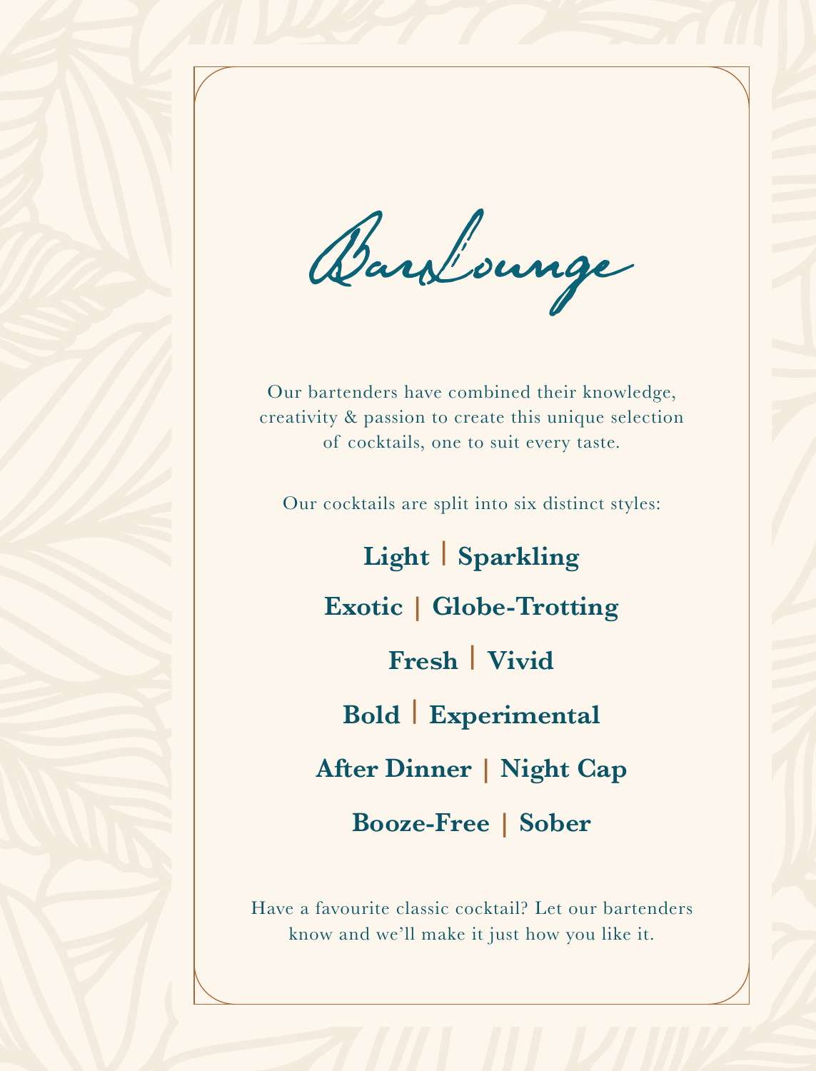# BarLounge

Our bartenders have combined their knowledge, creativity & passion to create this unique selection of cocktails, one to suit every taste.

Our cocktails are split into six distinct styles:

**Light | Sparkling**

**Exotic | Globe-Trotting**

**Fresh | Vivid**

**Bold | Experimental**

**After Dinner | Night Cap**

**Booze-Free | Sober**

Have a favourite classic cocktail? Let our bartenders know and we'll make it just how you like it.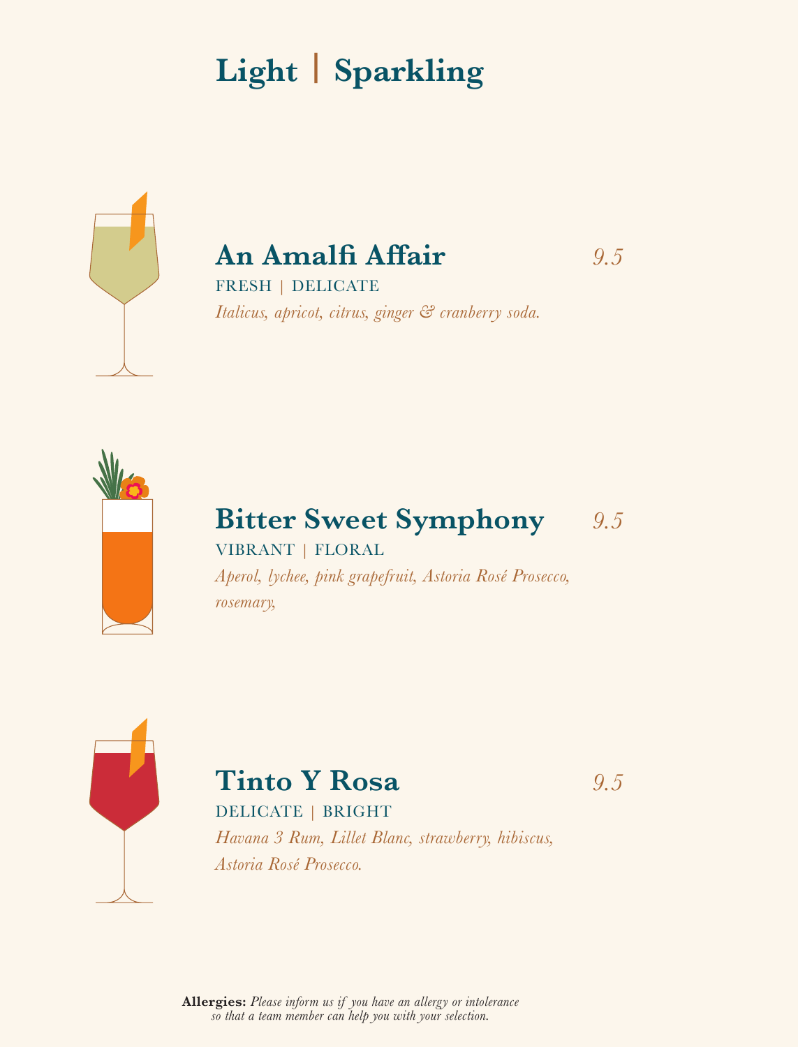# Light | Sparkling

## An Amalfi Affair

*9.5*

FRESH | DELICATE

*Italicus, apricot, citrus, ginger & cranberry soda.*

## Bitter Sweet Symphony

*9.5*

VIBRANT | FLORAL

*Aperol, lychee, pink grapefruit, Astoria Rosé Prosecco, rosemary,*

## Tinto Y Rosa

*9.5*

DELICATE | BRIGHT

*Havana 3 Rum, Lillet Blanc, strawberry, hibiscus, Astoria Rosé Prosecco.*

**Allergies:** *Please inform us if you have an allergy or intolerance so that a team member can help you with your selection.*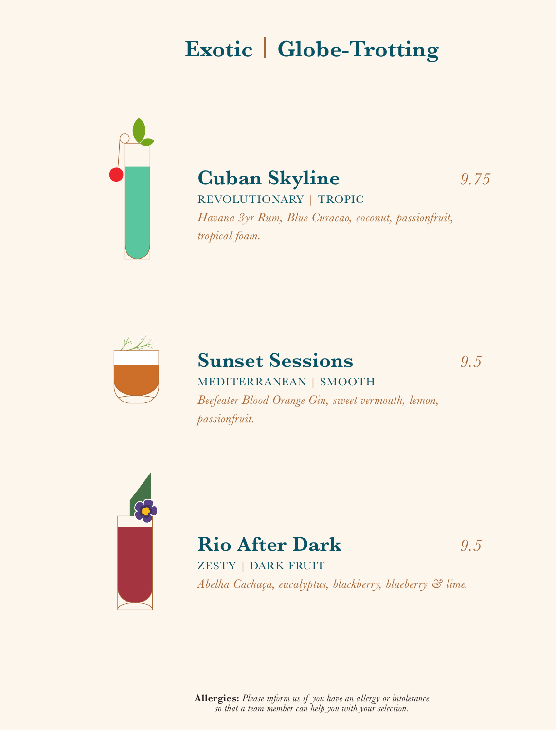# Exotic | Globe-Trotting

## Cuban Skyline — 9.75

REVOLUTIONARY | TROPIC

*Havana 3yr Rum, Blue Curacao, coconut, passionfruit, tropical foam.*

## Sunset Sessions — 9.5

MEDITERRANEAN | SMOOTH

*Beefeater Blood Orange Gin, sweet vermouth, lemon, passionfruit.*

## Rio After Dark — 9.5

ZESTY | DARK FRUIT

*Abelha Cachaça, eucalyptus, blackberry, blueberry & lime.*

**Allergies:** *Please inform us if you have an allergy or intolerance so that a team member can help you with your selection.*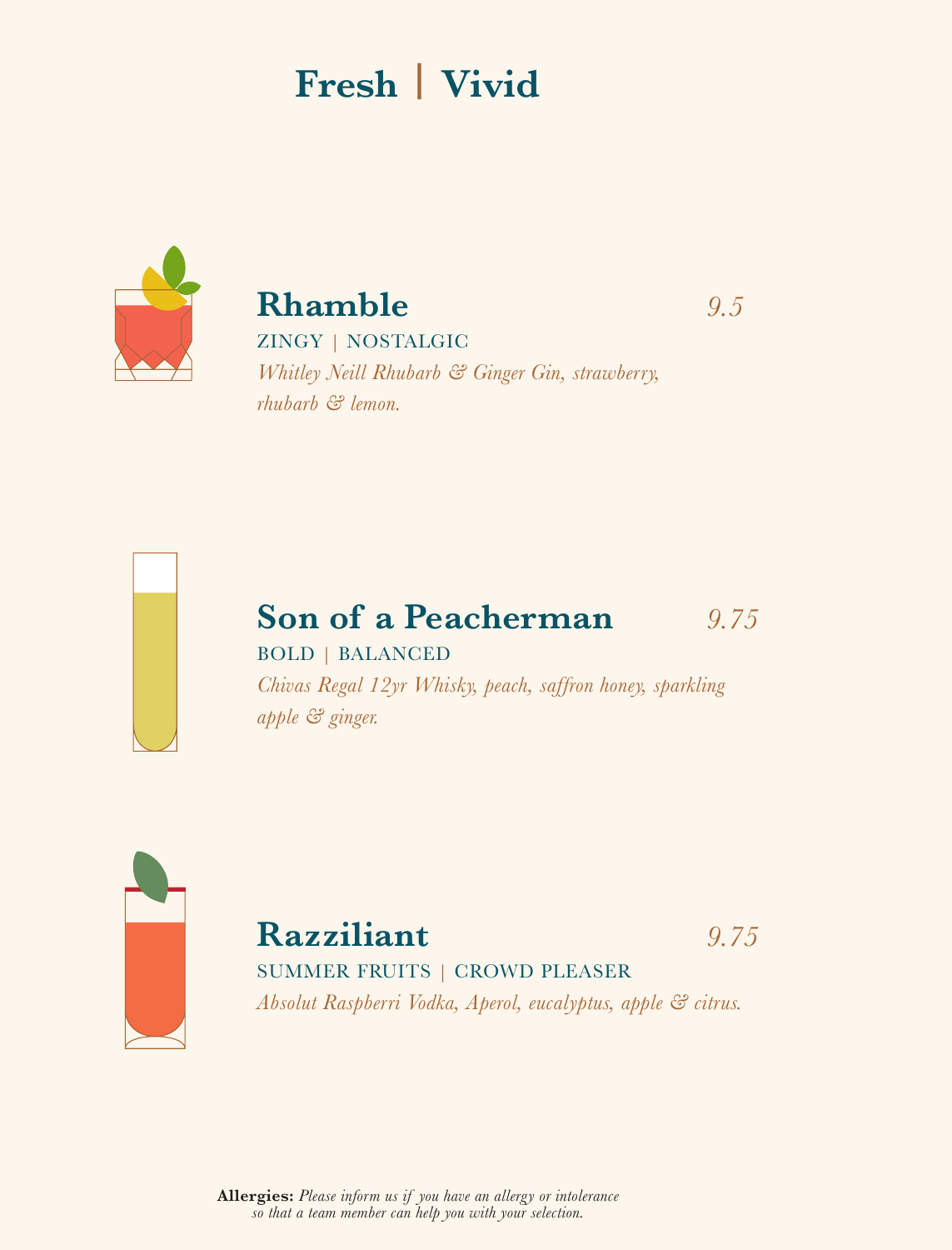# Fresh | Vivid

## Rhamble

*9.5*

ZINGY | NOSTALGIC

*Whitley Neill Rhubarb & Ginger Gin, strawberry, rhubarb & lemon.*

## Son of a Peacherman

*9.75*

BOLD | BALANCED

*Chivas Regal 12yr Whisky, peach, saffron honey, sparkling apple & ginger.*

## Razziliant

*9.75*

SUMMER FRUITS | CROWD PLEASER

*Absolut Raspberri Vodka, Aperol, eucalyptus, apple & citrus.*

**Allergies:** *Please inform us if you have an allergy or intolerance so that a team member can help you with your selection.*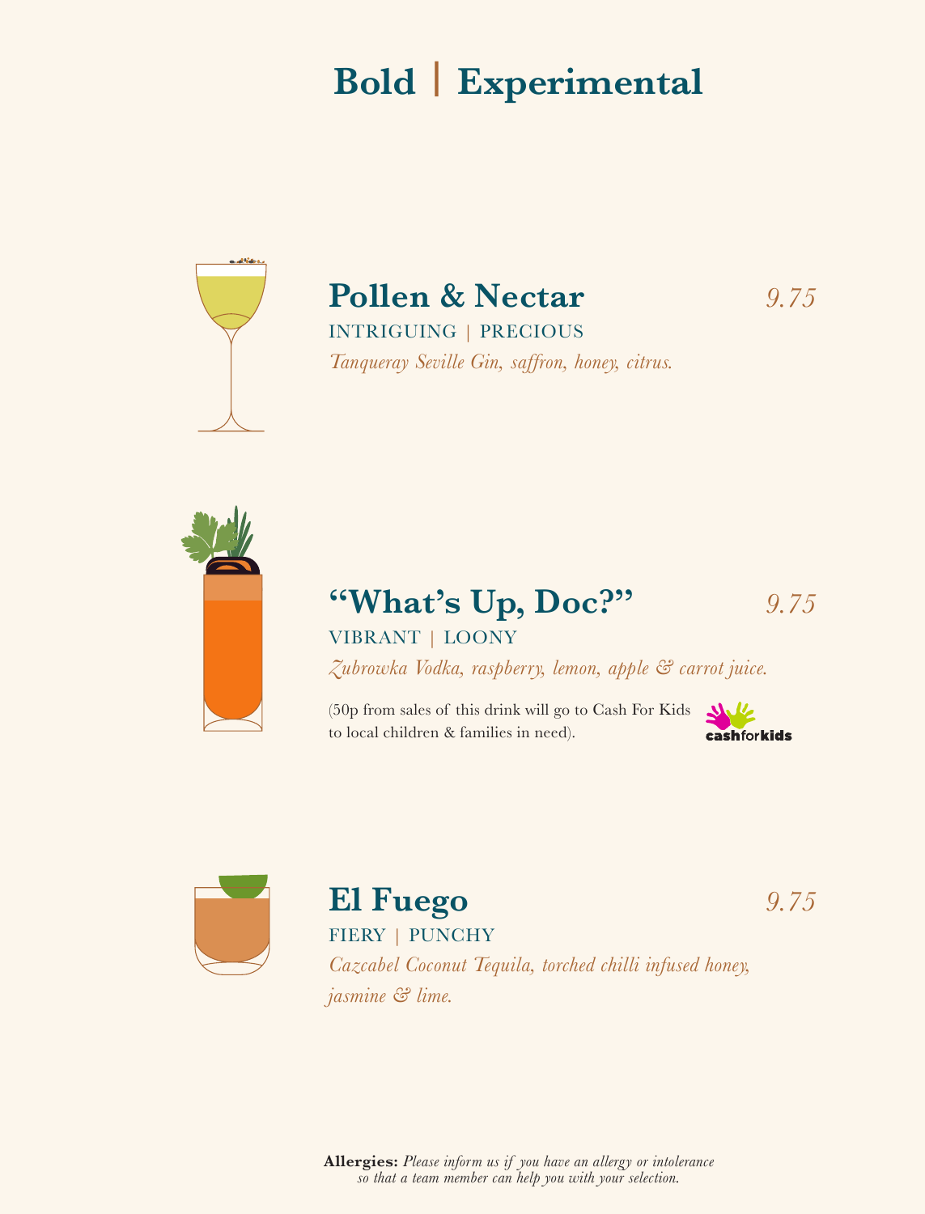# Bold | Experimental

## Pollen & Nectar

*9.75*

INTRIGUING | PRECIOUS

*Tanqueray Seville Gin, saffron, honey, citrus.*

## "What's Up, Doc?"

*9.75*

VIBRANT | LOONY

*Zubrowka Vodka, raspberry, lemon, apple & carrot juice.*

(50p from sales of this drink will go to Cash For Kids to local children & families in need).

cashforkids

## El Fuego

*9.75*

FIERY | PUNCHY

*Cazcabel Coconut Tequila, torched chilli infused honey, jasmine & lime.*

**Allergies:** *Please inform us if you have an allergy or intolerance so that a team member can help you with your selection.*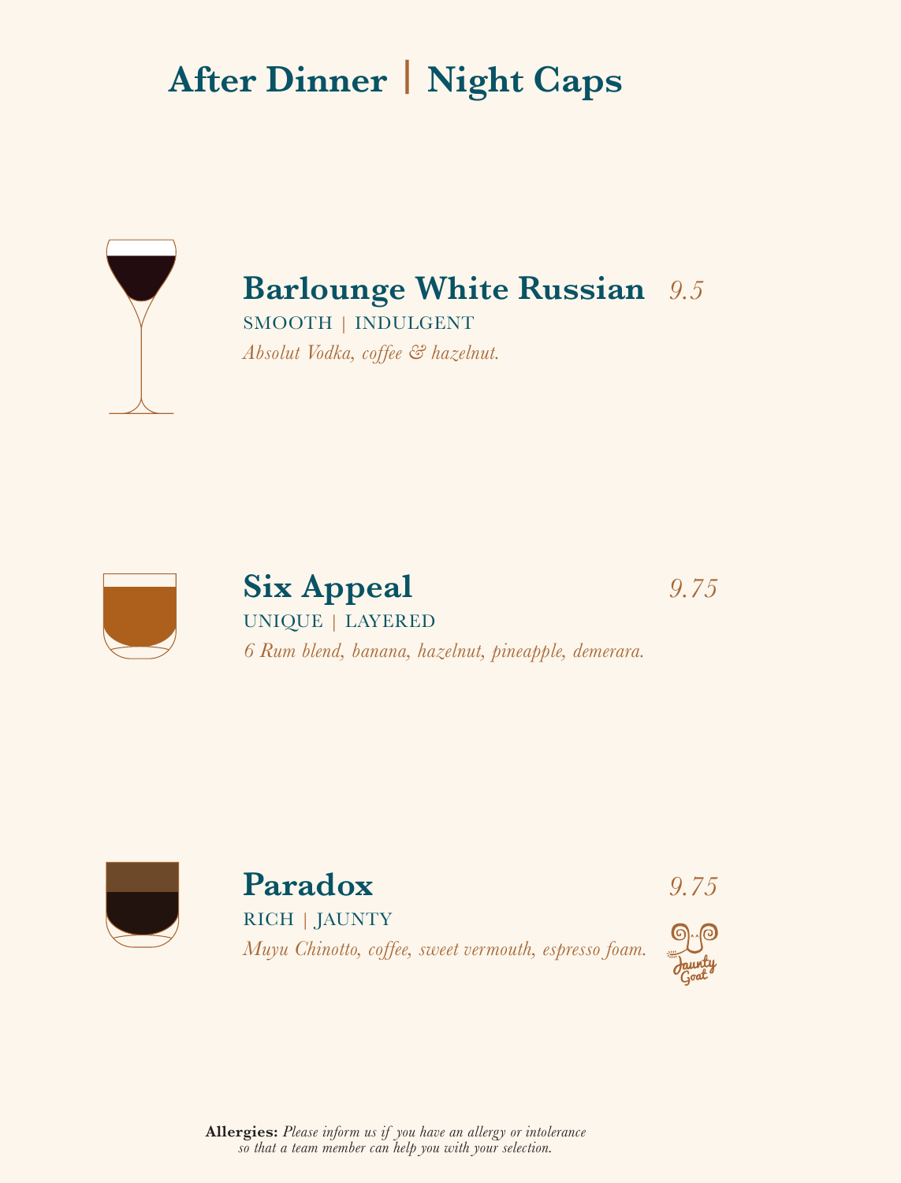# After Dinner | Night Caps

## Barlounge White Russian — *9.5*

SMOOTH | INDULGENT

*Absolut Vodka, coffee & hazelnut.*

## Six Appeal — *9.75*

UNIQUE | LAYERED

*6 Rum blend, banana, hazelnut, pineapple, demerara.*

## Paradox — *9.75*

RICH | JAUNTY

*Muyu Chinotto, coffee, sweet vermouth, espresso foam.*

Jaunty Goat

**Allergies:** *Please inform us if you have an allergy or intolerance so that a team member can help you with your selection.*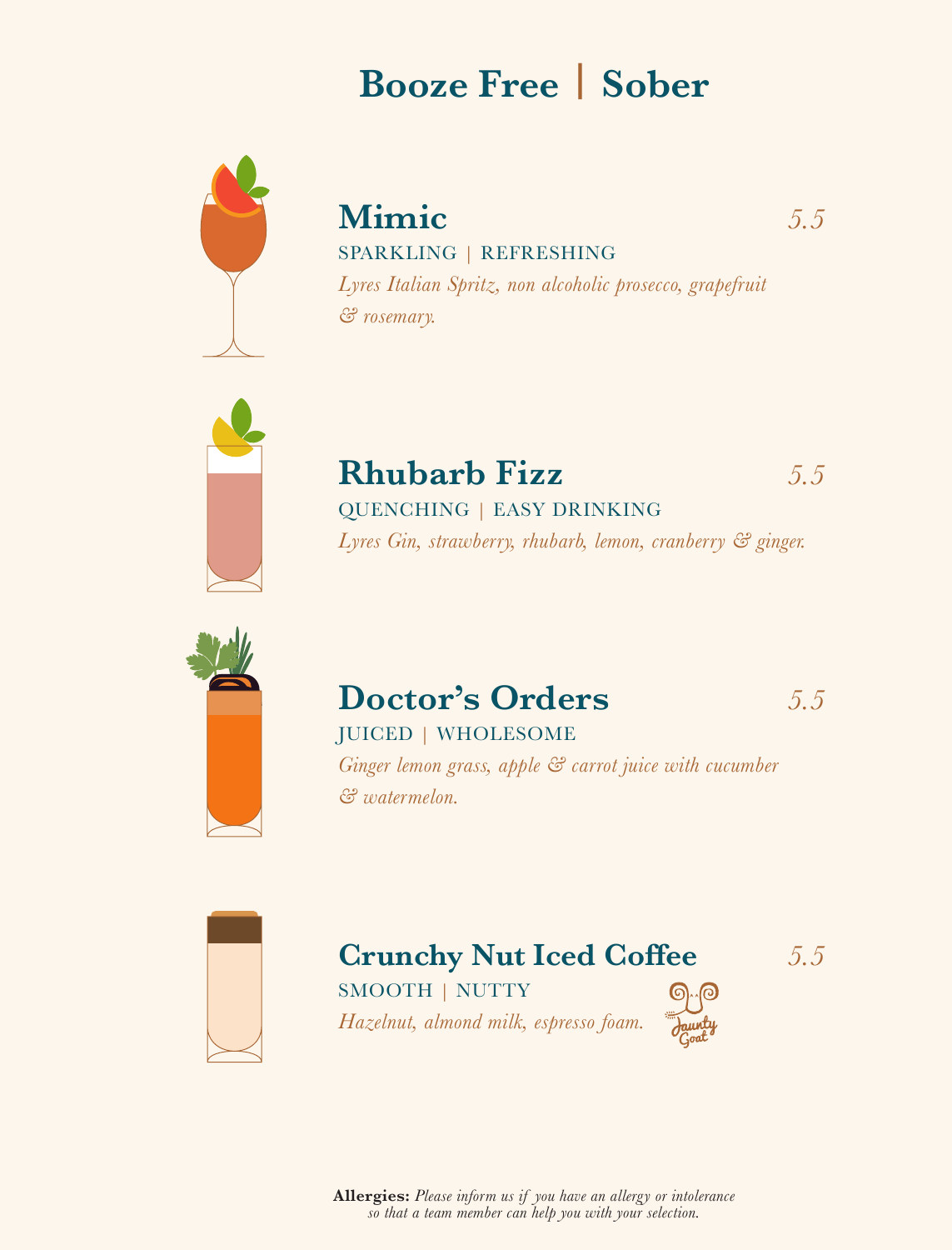# Booze Free | Sober

## Mimic
5.5

SPARKLING | REFRESHING

*Lyres Italian Spritz, non alcoholic prosecco, grapefruit & rosemary.*

## Rhubarb Fizz
5.5

QUENCHING | EASY DRINKING

*Lyres Gin, strawberry, rhubarb, lemon, cranberry & ginger.*

## Doctor's Orders
5.5

JUICED | WHOLESOME

*Ginger lemon grass, apple & carrot juice with cucumber & watermelon.*

## Crunchy Nut Iced Coffee
5.5

SMOOTH | NUTTY

*Hazelnut, almond milk, espresso foam.*

Jaunty Goat

**Allergies:** *Please inform us if you have an allergy or intolerance so that a team member can help you with your selection.*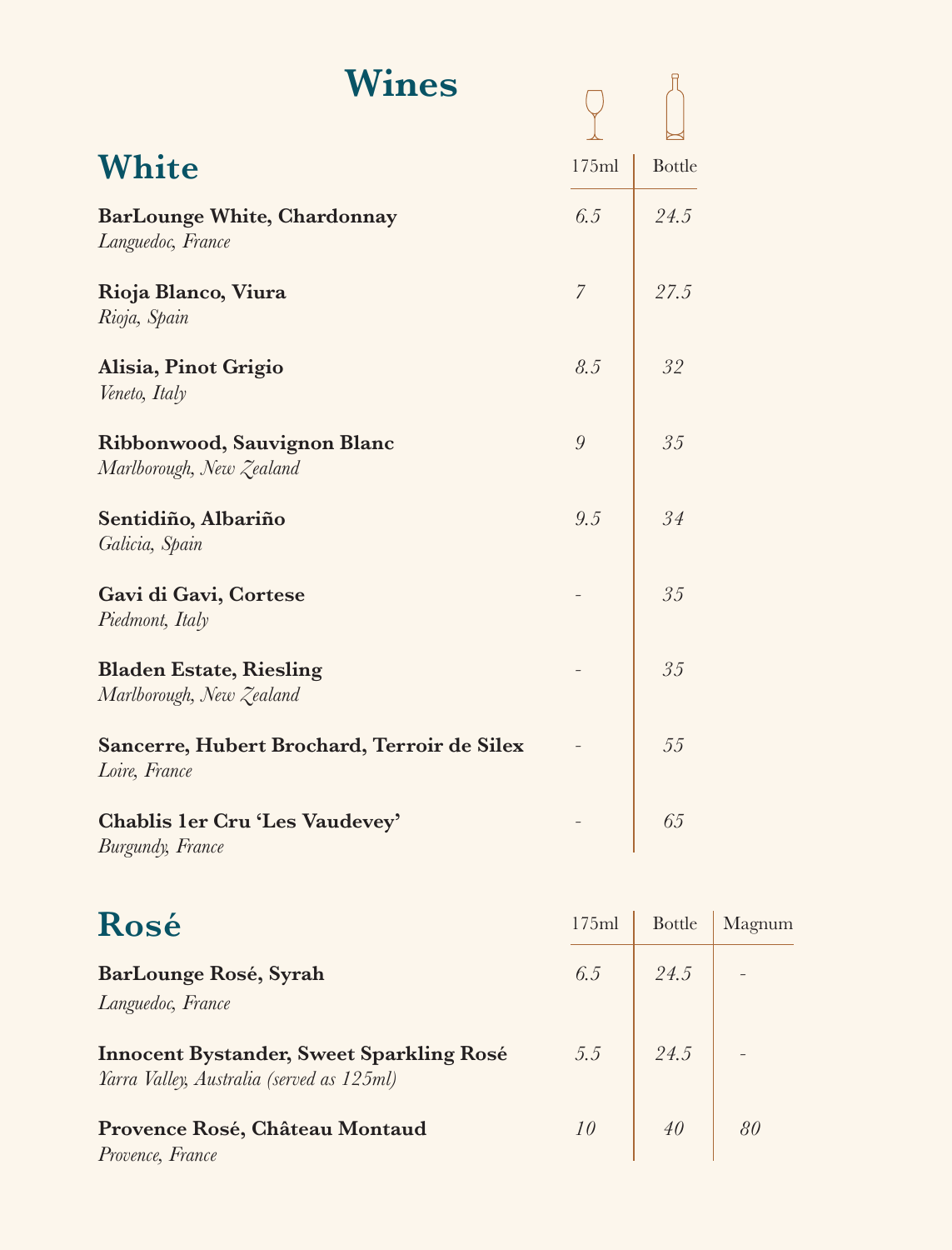# Wines

## White

| | 175ml | Bottle |
|---|---|---|
| **BarLounge White, Chardonnay**<br>*Languedoc, France* | *6.5* | *24.5* |
| **Rioja Blanco, Viura**<br>*Rioja, Spain* | *7* | *27.5* |
| **Alisia, Pinot Grigio**<br>*Veneto, Italy* | *8.5* | *32* |
| **Ribbonwood, Sauvignon Blanc**<br>*Marlborough, New Zealand* | *9* | *35* |
| **Sentidiño, Albariño**<br>*Galicia, Spain* | *9.5* | *34* |
| **Gavi di Gavi, Cortese**<br>*Piedmont, Italy* | - | *35* |
| **Bladen Estate, Riesling**<br>*Marlborough, New Zealand* | - | *35* |
| **Sancerre, Hubert Brochard, Terroir de Silex**<br>*Loire, France* | - | *55* |
| **Chablis 1er Cru 'Les Vaudevey'**<br>*Burgundy, France* | - | *65* |

## Rosé

| | 175ml | Bottle | Magnum |
|---|---|---|---|
| **BarLounge Rosé, Syrah**<br>*Languedoc, France* | *6.5* | *24.5* | - |
| **Innocent Bystander, Sweet Sparkling Rosé**<br>*Yarra Valley, Australia (served as 125ml)* | *5.5* | *24.5* | - |
| **Provence Rosé, Château Montaud**<br>*Provence, France* | *10* | *40* | *80* |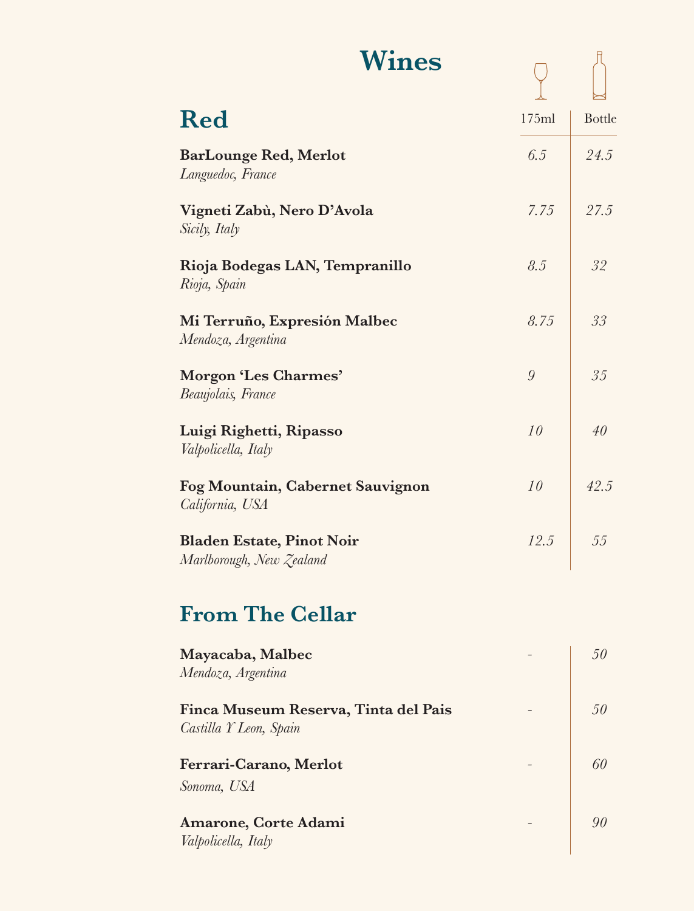# Wines

## Red

| | 175ml | Bottle |
|---|---|---|
| **BarLounge Red, Merlot**<br>*Languedoc, France* | *6.5* | *24.5* |
| **Vigneti Zabù, Nero D'Avola**<br>*Sicily, Italy* | *7.75* | *27.5* |
| **Rioja Bodegas LAN, Tempranillo**<br>*Rioja, Spain* | *8.5* | *32* |
| **Mi Terruño, Expresión Malbec**<br>*Mendoza, Argentina* | *8.75* | *33* |
| **Morgon 'Les Charmes'**<br>*Beaujolais, France* | *9* | *35* |
| **Luigi Righetti, Ripasso**<br>*Valpolicella, Italy* | *10* | *40* |
| **Fog Mountain, Cabernet Sauvignon**<br>*California, USA* | *10* | *42.5* |
| **Bladen Estate, Pinot Noir**<br>*Marlborough, New Zealand* | *12.5* | *55* |

## From The Cellar

| | 175ml | Bottle |
|---|---|---|
| **Mayacaba, Malbec**<br>*Mendoza, Argentina* | - | *50* |
| **Finca Museum Reserva, Tinta del Pais**<br>*Castilla Y Leon, Spain* | - | *50* |
| **Ferrari-Carano, Merlot**<br>*Sonoma, USA* | - | *60* |
| **Amarone, Corte Adami**<br>*Valpolicella, Italy* | - | *90* |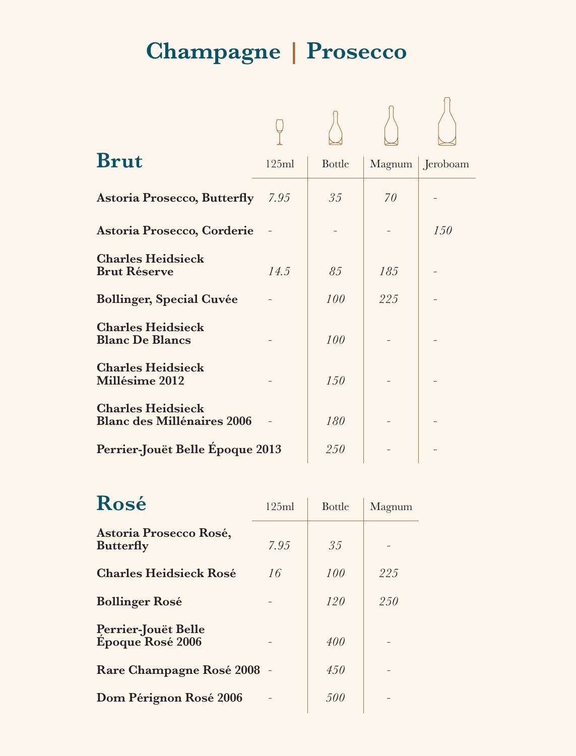# Champagne | Prosecco

## Brut

| | 125ml | Bottle | Magnum | Jeroboam |
|---|---|---|---|---|
| **Astoria Prosecco, Butterfly** | *7.95* | *35* | *70* | - |
| **Astoria Prosecco, Corderie** | - | - | - | *150* |
| **Charles Heidsieck Brut Réserve** | *14.5* | *85* | *185* | - |
| **Bollinger, Special Cuvée** | - | *100* | *225* | - |
| **Charles Heidsieck Blanc De Blancs** | - | *100* | - | - |
| **Charles Heidsieck Millésime 2012** | - | *150* | - | - |
| **Charles Heidsieck Blanc des Millénaires 2006** | - | *180* | - | - |
| **Perrier-Jouët Belle Époque 2013** | | *250* | - | - |

## Rosé

| | 125ml | Bottle | Magnum |
|---|---|---|---|
| **Astoria Prosecco Rosé, Butterfly** | *7.95* | *35* | - |
| **Charles Heidsieck Rosé** | *16* | *100* | *225* |
| **Bollinger Rosé** | - | *120* | *250* |
| **Perrier-Jouët Belle Époque Rosé 2006** | - | *400* | - |
| **Rare Champagne Rosé 2008** | - | *450* | - |
| **Dom Pérignon Rosé 2006** | - | *500* | - |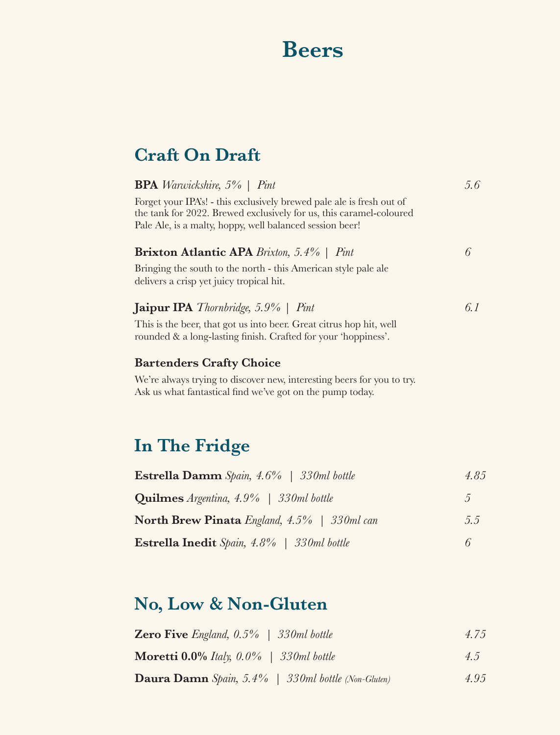# Beers

## Craft On Draft

**BPA** *Warwickshire, 5% | Pint* 5.6

Forget your IPA's! - this exclusively brewed pale ale is fresh out of the tank for 2022. Brewed exclusively for us, this caramel-coloured Pale Ale, is a malty, hoppy, well balanced session beer!

**Brixton Atlantic APA** *Brixton, 5.4% | Pint* 6

Bringing the south to the north - this American style pale ale delivers a crisp yet juicy tropical hit.

**Jaipur IPA** *Thornbridge, 5.9% | Pint* 6.1

This is the beer, that got us into beer. Great citrus hop hit, well rounded & a long-lasting finish. Crafted for your 'hoppiness'.

**Bartenders Crafty Choice**

We're always trying to discover new, interesting beers for you to try. Ask us what fantastical find we've got on the pump today.

## In The Fridge

**Estrella Damm** *Spain, 4.6% | 330ml bottle* 4.85

**Quilmes** *Argentina, 4.9% | 330ml bottle* 5

**North Brew Pinata** *England, 4.5% | 330ml can* 5.5

**Estrella Inedit** *Spain, 4.8% | 330ml bottle* 6

## No, Low & Non-Gluten

**Zero Five** *England, 0.5% | 330ml bottle* 4.75

**Moretti 0.0%** *Italy, 0.0% | 330ml bottle* 4.5

**Daura Damn** *Spain, 5.4% | 330ml bottle (Non-Gluten)* 4.95